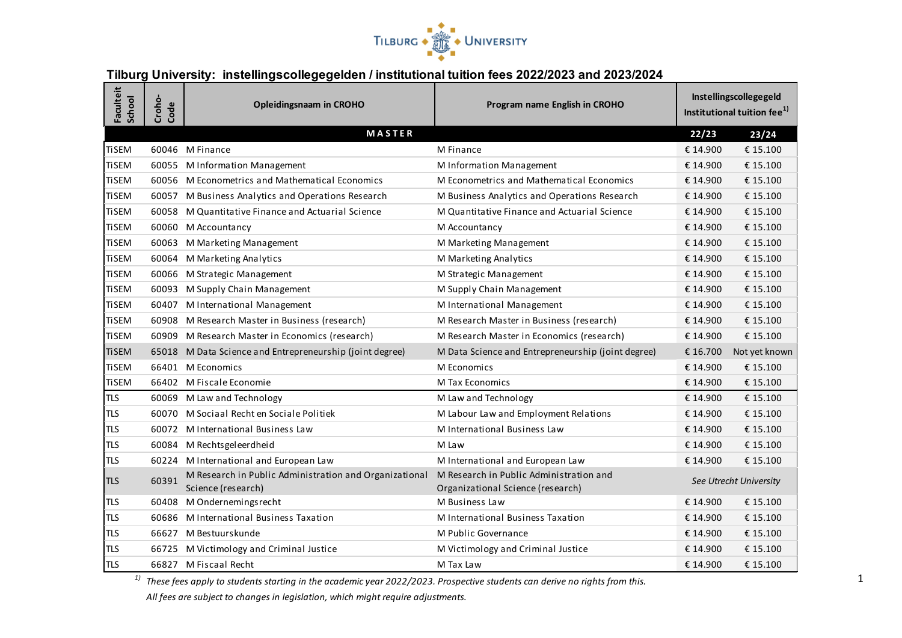# Tilburg University: instellingscollegegelden / institutional tuition fees 2022/2023 and 2023/2024

| Faculteit School | Croho-Code | Opleidingsnaam in CROHO | Program name English in CROHO | Instellingscollegegeld Institutional tuition fee[1] | |
|---|---|---|---|---|---|
| | | **MASTER** | | **22/23** | **23/24** |
| TiSEM | 60046 | M Finance | M Finance | € 14.900 | € 15.100 |
| TiSEM | 60055 | M Information Management | M Information Management | € 14.900 | € 15.100 |
| TiSEM | 60056 | M Econometrics and Mathematical Economics | M Econometrics and Mathematical Economics | € 14.900 | € 15.100 |
| TiSEM | 60057 | M Business Analytics and Operations Research | M Business Analytics and Operations Research | € 14.900 | € 15.100 |
| TiSEM | 60058 | M Quantitative Finance and Actuarial Science | M Quantitative Finance and Actuarial Science | € 14.900 | € 15.100 |
| TiSEM | 60060 | M Accountancy | M Accountancy | € 14.900 | € 15.100 |
| TiSEM | 60063 | M Marketing Management | M Marketing Management | € 14.900 | € 15.100 |
| TiSEM | 60064 | M Marketing Analytics | M Marketing Analytics | € 14.900 | € 15.100 |
| TiSEM | 60066 | M Strategic Management | M Strategic Management | € 14.900 | € 15.100 |
| TiSEM | 60093 | M Supply Chain Management | M Supply Chain Management | € 14.900 | € 15.100 |
| TiSEM | 60407 | M International Management | M International Management | € 14.900 | € 15.100 |
| TiSEM | 60908 | M Research Master in Business (research) | M Research Master in Business (research) | € 14.900 | € 15.100 |
| TiSEM | 60909 | M Research Master in Economics (research) | M Research Master in Economics (research) | € 14.900 | € 15.100 |
| TiSEM | 65018 | M Data Science and Entrepreneurship (joint degree) | M Data Science and Entrepreneurship (joint degree) | € 16.700 | Not yet known |
| TiSEM | 66401 | M Economics | M Economics | € 14.900 | € 15.100 |
| TiSEM | 66402 | M Fiscale Economie | M Tax Economics | € 14.900 | € 15.100 |
| TLS | 60069 | M Law and Technology | M Law and Technology | € 14.900 | € 15.100 |
| TLS | 60070 | M Sociaal Recht en Sociale Politiek | M Labour Law and Employment Relations | € 14.900 | € 15.100 |
| TLS | 60072 | M International Business Law | M International Business Law | € 14.900 | € 15.100 |
| TLS | 60084 | M Rechtsgeleerdheid | M Law | € 14.900 | € 15.100 |
| TLS | 60224 | M International and European Law | M International and European Law | € 14.900 | € 15.100 |
| TLS | 60391 | M Research in Public Administration and Organizational Science (research) | M Research in Public Administration and Organizational Science (research) | *See Utrecht University* | |
| TLS | 60408 | M Ondernemingsrecht | M Business Law | € 14.900 | € 15.100 |
| TLS | 60686 | M International Business Taxation | M International Business Taxation | € 14.900 | € 15.100 |
| TLS | 66627 | M Bestuurskunde | M Public Governance | € 14.900 | € 15.100 |
| TLS | 66725 | M Victimology and Criminal Justice | M Victimology and Criminal Justice | € 14.900 | € 15.100 |
| TLS | 66827 | M Fiscaal Recht | M Tax Law | € 14.900 | € 15.100 |

[1] *These fees apply to students starting in the academic year 2022/2023. Prospective students can derive no rights from this.*
*All fees are subject to changes in legislation, which might require adjustments.*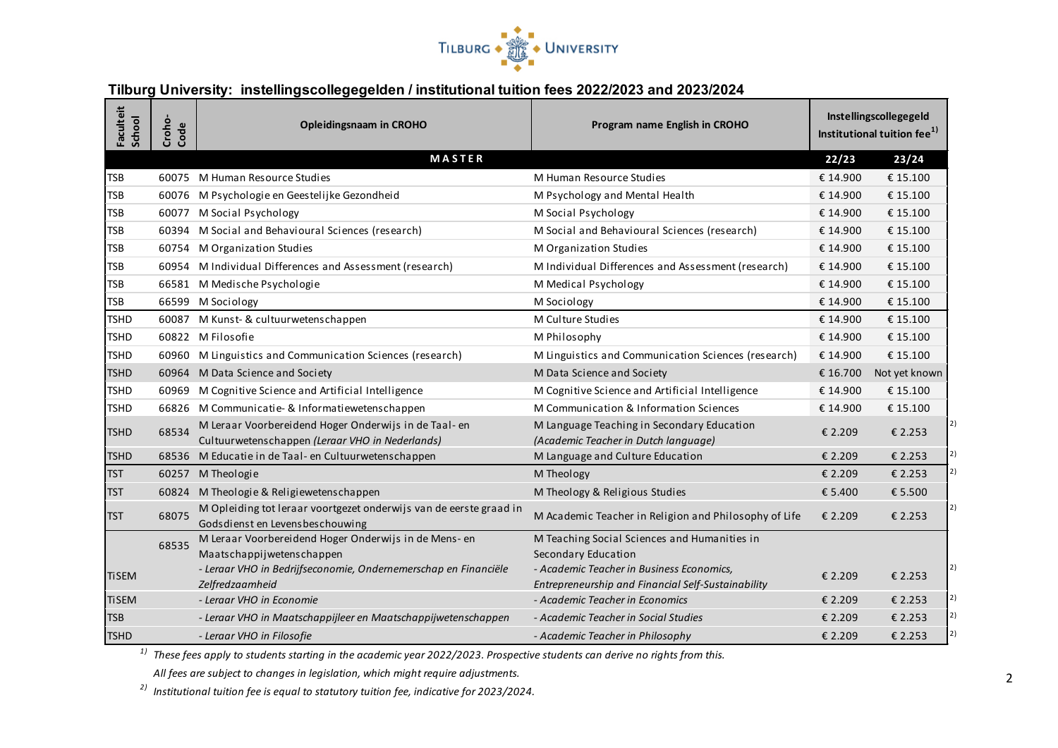## Tilburg University: instellingscollegegelden / institutional tuition fees 2022/2023 and 2023/2024

| Faculteit School | Croho-Code | Opleidingsnaam in CROHO | Program name English in CROHO | Instellingscollegegeld Institutional tuition fee[1] | | |
|---|---|---|---|---|---|---|
| | | **MASTER** | | **22/23** | **23/24** | |
| TSB | 60075 | M Human Resource Studies | M Human Resource Studies | € 14.900 | € 15.100 | |
| TSB | 60076 | M Psychologie en Geestelijke Gezondheid | M Psychology and Mental Health | € 14.900 | € 15.100 | |
| TSB | 60077 | M Social Psychology | M Social Psychology | € 14.900 | € 15.100 | |
| TSB | 60394 | M Social and Behavioural Sciences (research) | M Social and Behavioural Sciences (research) | € 14.900 | € 15.100 | |
| TSB | 60754 | M Organization Studies | M Organization Studies | € 14.900 | € 15.100 | |
| TSB | 60954 | M Individual Differences and Assessment (research) | M Individual Differences and Assessment (research) | € 14.900 | € 15.100 | |
| TSB | 66581 | M Medische Psychologie | M Medical Psychology | € 14.900 | € 15.100 | |
| TSB | 66599 | M Sociology | M Sociology | € 14.900 | € 15.100 | |
| TSHD | 60087 | M Kunst- & cultuurwetenschappen | M Culture Studies | € 14.900 | € 15.100 | |
| TSHD | 60822 | M Filosofie | M Philosophy | € 14.900 | € 15.100 | |
| TSHD | 60960 | M Linguistics and Communication Sciences (research) | M Linguistics and Communication Sciences (research) | € 14.900 | € 15.100 | |
| TSHD | 60964 | M Data Science and Society | M Data Science and Society | € 16.700 | Not yet known | |
| TSHD | 60969 | M Cognitive Science and Artificial Intelligence | M Cognitive Science and Artificial Intelligence | € 14.900 | € 15.100 | |
| TSHD | 66826 | M Communicatie- & Informatiewetenschappen | M Communication & Information Sciences | € 14.900 | € 15.100 | |
| TSHD | 68534 | M Leraar Voorbereidend Hoger Onderwijs in de Taal- en Cultuurwetenschappen *(Leraar VHO in Nederlands)* | M Language Teaching in Secondary Education *(Academic Teacher in Dutch language)* | € 2.209 | € 2.253 | 2) |
| TSHD | 68536 | M Educatie in de Taal- en Cultuurwetenschappen | M Language and Culture Education | € 2.209 | € 2.253 | 2) |
| TST | 60257 | M Theologie | M Theology | € 2.209 | € 2.253 | 2) |
| TST | 60824 | M Theologie & Religiewetenschappen | M Theology & Religious Studies | € 5.400 | € 5.500 | |
| TST | 68075 | M Opleiding tot leraar voortgezet onderwijs van de eerste graad in Godsdienst en Levensbeschouwing | M Academic Teacher in Religion and Philosophy of Life | € 2.209 | € 2.253 | 2) |
| TiSEM | 68535 | M Leraar Voorbereidend Hoger Onderwijs in de Mens- en Maatschappijwetenschappen<br>*- Leraar VHO in Bedrijfseconomie, Ondernemerschap en Financiële Zelfredzaamheid* | M Teaching Social Sciences and Humanities in Secondary Education<br>*- Academic Teacher in Business Economics, Entrepreneurship and Financial Self-Sustainability* | € 2.209 | € 2.253 | 2) |
| TiSEM | | *- Leraar VHO in Economie* | *- Academic Teacher in Economics* | € 2.209 | € 2.253 | 2) |
| TSB | | *- Leraar VHO in Maatschappijleer en Maatschappijwetenschappen* | *- Academic Teacher in Social Studies* | € 2.209 | € 2.253 | 2) |
| TSHD | | *- Leraar VHO in Filosofie* | *- Academic Teacher in Philosophy* | € 2.209 | € 2.253 | 2) |

[1] *These fees apply to students starting in the academic year 2022/2023. Prospective students can derive no rights from this.*

*All fees are subject to changes in legislation, which might require adjustments.*

[2] *Institutional tuition fee is equal to statutory tuition fee, indicative for 2023/2024.*